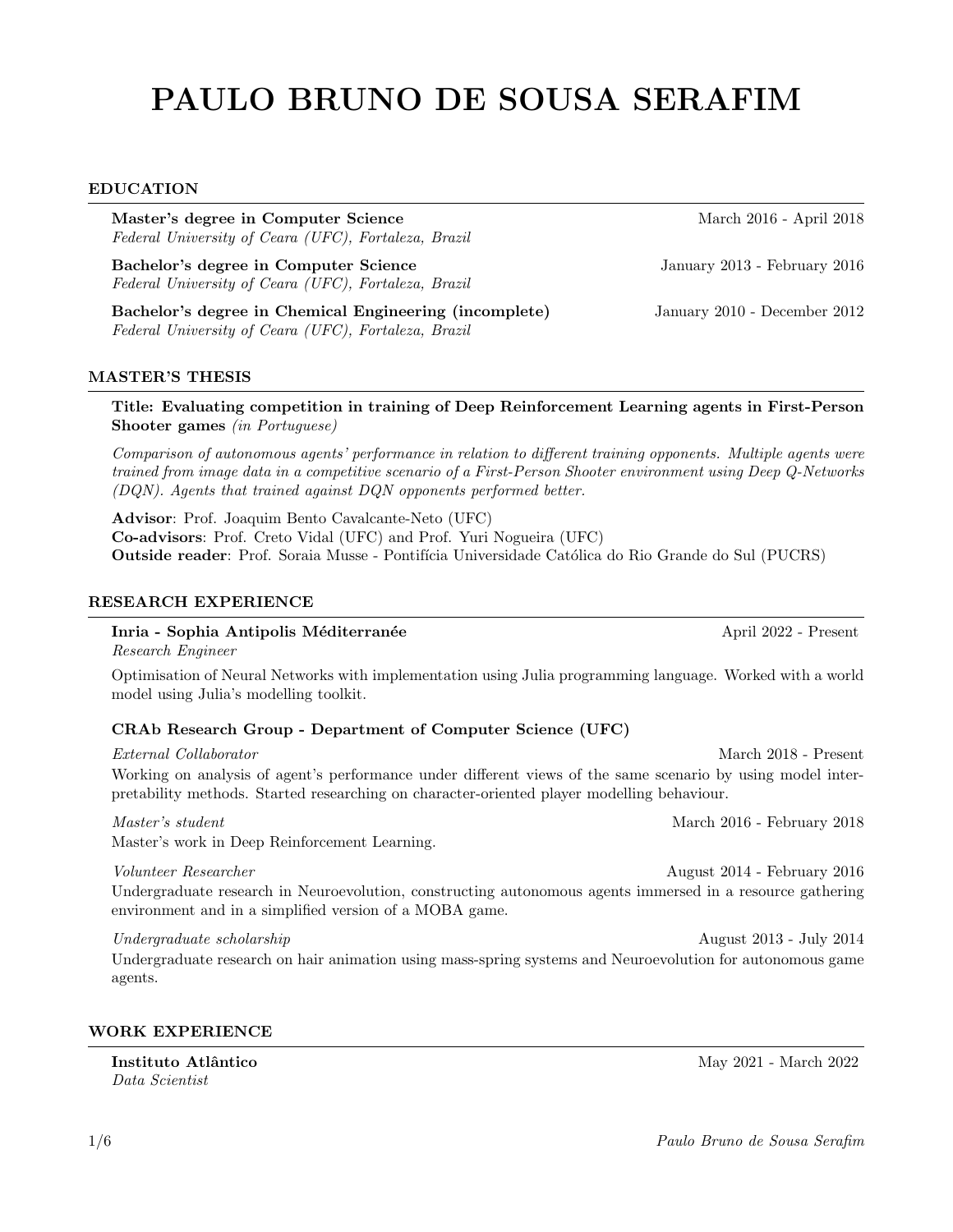# PAULO BRUNO DE SOUSA SERAFIM

## EDUCATION

**Master's degree in Computer Science** — March 2016 - April 2018
*Federal University of Ceara (UFC), Fortaleza, Brazil*

**Bachelor's degree in Computer Science** — January 2013 - February 2016
*Federal University of Ceara (UFC), Fortaleza, Brazil*

**Bachelor's degree in Chemical Engineering (incomplete)** — January 2010 - December 2012
*Federal University of Ceara (UFC), Fortaleza, Brazil*

## MASTER'S THESIS

**Title: Evaluating competition in training of Deep Reinforcement Learning agents in First-Person Shooter games** *(in Portuguese)*

*Comparison of autonomous agents' performance in relation to different training opponents. Multiple agents were trained from image data in a competitive scenario of a First-Person Shooter environment using Deep Q-Networks (DQN). Agents that trained against DQN opponents performed better.*

**Advisor**: Prof. Joaquim Bento Cavalcante-Neto (UFC)
**Co-advisors**: Prof. Creto Vidal (UFC) and Prof. Yuri Nogueira (UFC)
**Outside reader**: Prof. Soraia Musse - Pontifícia Universidade Católica do Rio Grande do Sul (PUCRS)

## RESEARCH EXPERIENCE

**Inria - Sophia Antipolis Méditerranée** — April 2022 - Present
*Research Engineer*

Optimisation of Neural Networks with implementation using Julia programming language. Worked with a world model using Julia's modelling toolkit.

**CRAb Research Group - Department of Computer Science (UFC)**

*External Collaborator* — March 2018 - Present
Working on analysis of agent's performance under different views of the same scenario by using model interpretability methods. Started researching on character-oriented player modelling behaviour.

*Master's student* — March 2016 - February 2018
Master's work in Deep Reinforcement Learning.

*Volunteer Researcher* — August 2014 - February 2016
Undergraduate research in Neuroevolution, constructing autonomous agents immersed in a resource gathering environment and in a simplified version of a MOBA game.

*Undergraduate scholarship* — August 2013 - July 2014
Undergraduate research on hair animation using mass-spring systems and Neuroevolution for autonomous game agents.

## WORK EXPERIENCE

**Instituto Atlântico** — May 2021 - March 2022
*Data Scientist*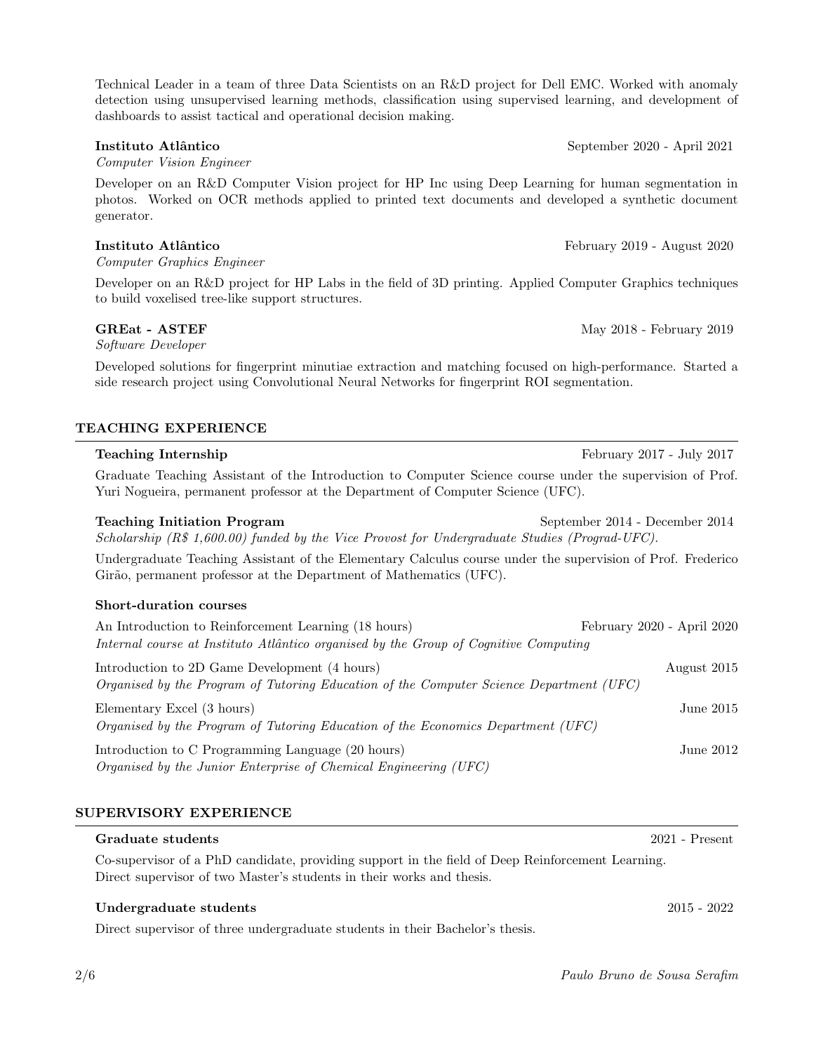Technical Leader in a team of three Data Scientists on an R&D project for Dell EMC. Worked with anomaly detection using unsupervised learning methods, classification using supervised learning, and development of dashboards to assist tactical and operational decision making.

**Instituto Atlântico** September 2020 - April 2021
*Computer Vision Engineer*

Developer on an R&D Computer Vision project for HP Inc using Deep Learning for human segmentation in photos. Worked on OCR methods applied to printed text documents and developed a synthetic document generator.

**Instituto Atlântico** February 2019 - August 2020
*Computer Graphics Engineer*

Developer on an R&D project for HP Labs in the field of 3D printing. Applied Computer Graphics techniques to build voxelised tree-like support structures.

**GREat - ASTEF** May 2018 - February 2019
*Software Developer*

Developed solutions for fingerprint minutiae extraction and matching focused on high-performance. Started a side research project using Convolutional Neural Networks for fingerprint ROI segmentation.

## TEACHING EXPERIENCE

**Teaching Internship** February 2017 - July 2017

Graduate Teaching Assistant of the Introduction to Computer Science course under the supervision of Prof. Yuri Nogueira, permanent professor at the Department of Computer Science (UFC).

**Teaching Initiation Program** September 2014 - December 2014
*Scholarship (R$ 1,600.00) funded by the Vice Provost for Undergraduate Studies (Prograd-UFC).*

Undergraduate Teaching Assistant of the Elementary Calculus course under the supervision of Prof. Frederico Girão, permanent professor at the Department of Mathematics (UFC).

**Short-duration courses**

An Introduction to Reinforcement Learning (18 hours) February 2020 - April 2020
*Internal course at Instituto Atlântico organised by the Group of Cognitive Computing*

Introduction to 2D Game Development (4 hours) August 2015
*Organised by the Program of Tutoring Education of the Computer Science Department (UFC)*

Elementary Excel (3 hours) June 2015
*Organised by the Program of Tutoring Education of the Economics Department (UFC)*

Introduction to C Programming Language (20 hours) June 2012
*Organised by the Junior Enterprise of Chemical Engineering (UFC)*

## SUPERVISORY EXPERIENCE

**Graduate students** 2021 - Present

Co-supervisor of a PhD candidate, providing support in the field of Deep Reinforcement Learning.
Direct supervisor of two Master's students in their works and thesis.

**Undergraduate students** 2015 - 2022

Direct supervisor of three undergraduate students in their Bachelor's thesis.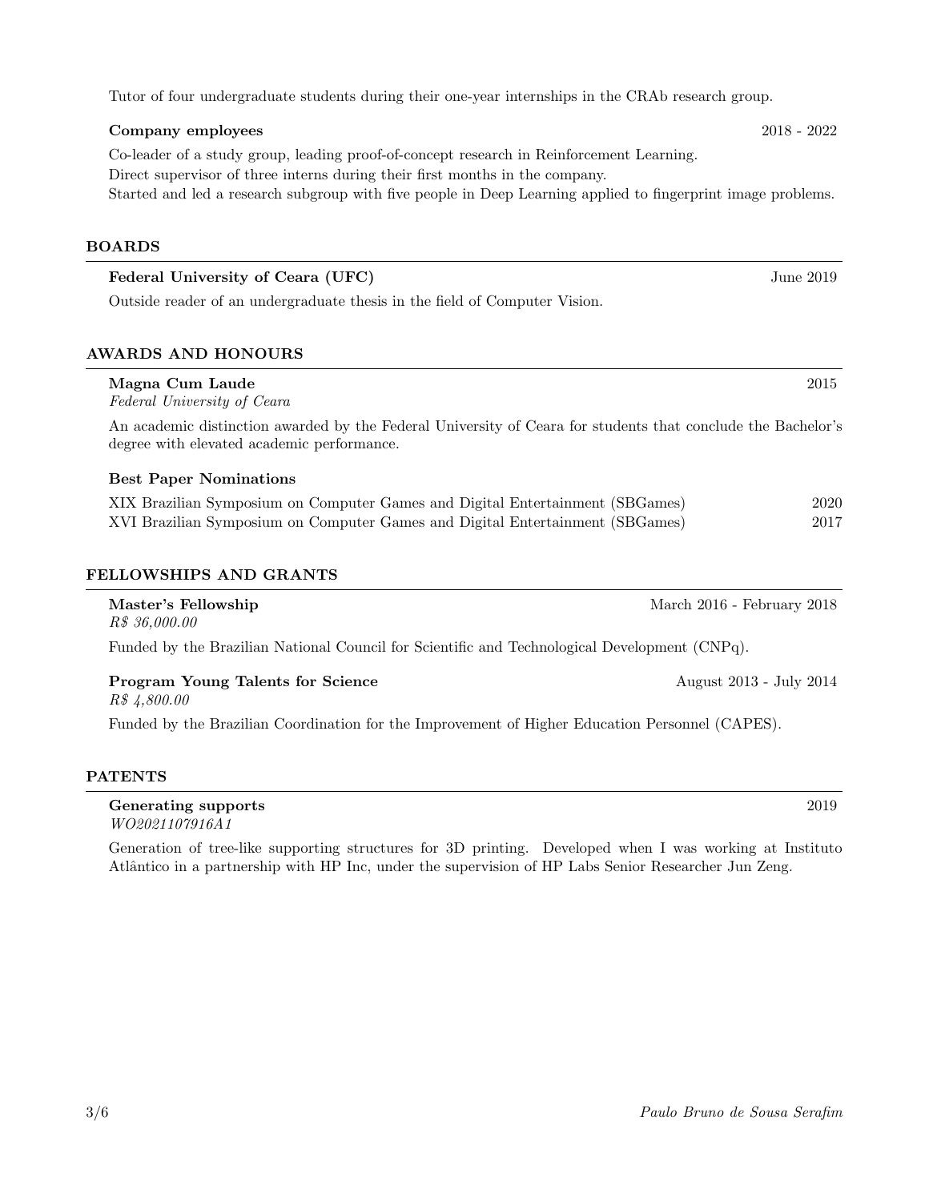Tutor of four undergraduate students during their one-year internships in the CRAb research group.

**Company employees** 2018 - 2022

Co-leader of a study group, leading proof-of-concept research in Reinforcement Learning.
Direct supervisor of three interns during their first months in the company.
Started and led a research subgroup with five people in Deep Learning applied to fingerprint image problems.

## BOARDS

**Federal University of Ceara (UFC)** June 2019

Outside reader of an undergraduate thesis in the field of Computer Vision.

## AWARDS AND HONOURS

**Magna Cum Laude** 2015
*Federal University of Ceara*

An academic distinction awarded by the Federal University of Ceara for students that conclude the Bachelor's degree with elevated academic performance.

**Best Paper Nominations**

XIX Brazilian Symposium on Computer Games and Digital Entertainment (SBGames) 2020
XVI Brazilian Symposium on Computer Games and Digital Entertainment (SBGames) 2017

## FELLOWSHIPS AND GRANTS

**Master's Fellowship** March 2016 - February 2018
*R$ 36,000.00*

Funded by the Brazilian National Council for Scientific and Technological Development (CNPq).

**Program Young Talents for Science** August 2013 - July 2014
*R$ 4,800.00*

Funded by the Brazilian Coordination for the Improvement of Higher Education Personnel (CAPES).

## PATENTS

**Generating supports** 2019
*WO2021107916A1*

Generation of tree-like supporting structures for 3D printing. Developed when I was working at Instituto Atlântico in a partnership with HP Inc, under the supervision of HP Labs Senior Researcher Jun Zeng.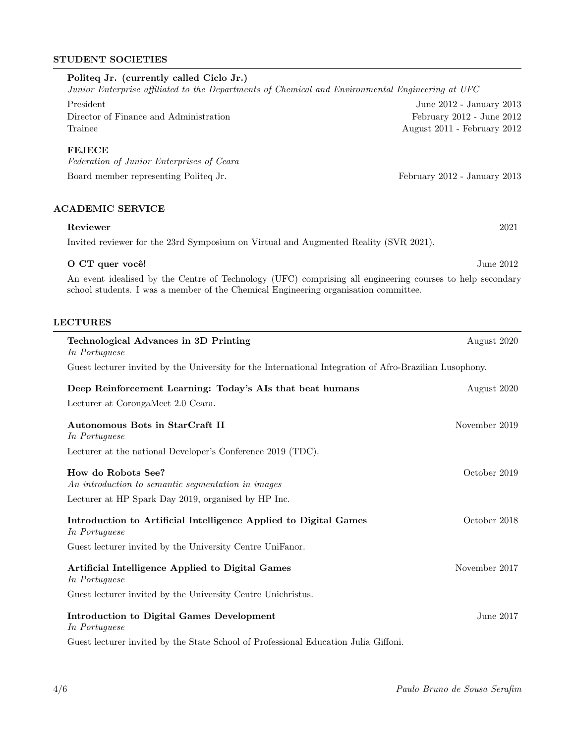## STUDENT SOCIETIES

**Politeq Jr. (currently called Ciclo Jr.)**
*Junior Enterprise affiliated to the Departments of Chemical and Environmental Engineering at UFC*

President — June 2012 - January 2013
Director of Finance and Administration — February 2012 - June 2012
Trainee — August 2011 - February 2012

**FEJECE**
*Federation of Junior Enterprises of Ceara*

Board member representing Politeq Jr. — February 2012 - January 2013

## ACADEMIC SERVICE

**Reviewer** — 2021

Invited reviewer for the 23rd Symposium on Virtual and Augmented Reality (SVR 2021).

**O CT quer você!** — June 2012

An event idealised by the Centre of Technology (UFC) comprising all engineering courses to help secondary school students. I was a member of the Chemical Engineering organisation committee.

## LECTURES

**Technological Advances in 3D Printing** — August 2020
*In Portuguese*

Guest lecturer invited by the University for the International Integration of Afro-Brazilian Lusophony.

**Deep Reinforcement Learning: Today's AIs that beat humans** — August 2020

Lecturer at CorongaMeet 2.0 Ceara.

**Autonomous Bots in StarCraft II** — November 2019
*In Portuguese*

Lecturer at the national Developer's Conference 2019 (TDC).

**How do Robots See?** — October 2019
*An introduction to semantic segmentation in images*

Lecturer at HP Spark Day 2019, organised by HP Inc.

**Introduction to Artificial Intelligence Applied to Digital Games** — October 2018
*In Portuguese*

Guest lecturer invited by the University Centre UniFanor.

**Artificial Intelligence Applied to Digital Games** — November 2017
*In Portuguese*

Guest lecturer invited by the University Centre Unichristus.

**Introduction to Digital Games Development** — June 2017
*In Portuguese*

Guest lecturer invited by the State School of Professional Education Julia Giffoni.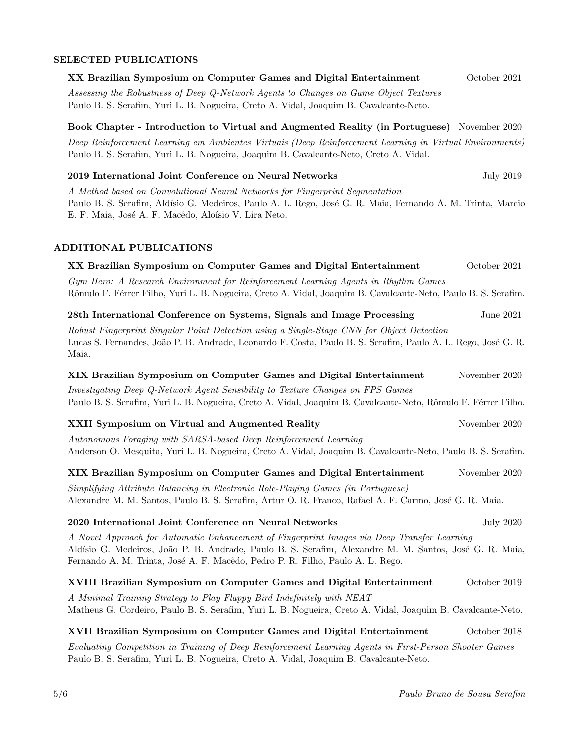## SELECTED PUBLICATIONS

**XX Brazilian Symposium on Computer Games and Digital Entertainment** — October 2021

*Assessing the Robustness of Deep Q-Network Agents to Changes on Game Object Textures*
Paulo B. S. Serafim, Yuri L. B. Nogueira, Creto A. Vidal, Joaquim B. Cavalcante-Neto.

**Book Chapter - Introduction to Virtual and Augmented Reality (in Portuguese)** — November 2020

*Deep Reinforcement Learning em Ambientes Virtuais (Deep Reinforcement Learning in Virtual Environments)*
Paulo B. S. Serafim, Yuri L. B. Nogueira, Joaquim B. Cavalcante-Neto, Creto A. Vidal.

**2019 International Joint Conference on Neural Networks** — July 2019

*A Method based on Convolutional Neural Networks for Fingerprint Segmentation*
Paulo B. S. Serafim, Aldísio G. Medeiros, Paulo A. L. Rego, José G. R. Maia, Fernando A. M. Trinta, Marcio E. F. Maia, José A. F. Macêdo, Aloísio V. Lira Neto.

## ADDITIONAL PUBLICATIONS

**XX Brazilian Symposium on Computer Games and Digital Entertainment** — October 2021

*Gym Hero: A Research Environment for Reinforcement Learning Agents in Rhythm Games*
Rômulo F. Férrer Filho, Yuri L. B. Nogueira, Creto A. Vidal, Joaquim B. Cavalcante-Neto, Paulo B. S. Serafim.

**28th International Conference on Systems, Signals and Image Processing** — June 2021

*Robust Fingerprint Singular Point Detection using a Single-Stage CNN for Object Detection*
Lucas S. Fernandes, João P. B. Andrade, Leonardo F. Costa, Paulo B. S. Serafim, Paulo A. L. Rego, José G. R. Maia.

**XIX Brazilian Symposium on Computer Games and Digital Entertainment** — November 2020

*Investigating Deep Q-Network Agent Sensibility to Texture Changes on FPS Games*
Paulo B. S. Serafim, Yuri L. B. Nogueira, Creto A. Vidal, Joaquim B. Cavalcante-Neto, Rômulo F. Férrer Filho.

**XXII Symposium on Virtual and Augmented Reality** — November 2020

*Autonomous Foraging with SARSA-based Deep Reinforcement Learning*
Anderson O. Mesquita, Yuri L. B. Nogueira, Creto A. Vidal, Joaquim B. Cavalcante-Neto, Paulo B. S. Serafim.

**XIX Brazilian Symposium on Computer Games and Digital Entertainment** — November 2020

*Simplifying Attribute Balancing in Electronic Role-Playing Games (in Portuguese)*
Alexandre M. M. Santos, Paulo B. S. Serafim, Artur O. R. Franco, Rafael A. F. Carmo, José G. R. Maia.

**2020 International Joint Conference on Neural Networks** — July 2020

*A Novel Approach for Automatic Enhancement of Fingerprint Images via Deep Transfer Learning*
Aldísio G. Medeiros, João P. B. Andrade, Paulo B. S. Serafim, Alexandre M. M. Santos, José G. R. Maia, Fernando A. M. Trinta, José A. F. Macêdo, Pedro P. R. Filho, Paulo A. L. Rego.

**XVIII Brazilian Symposium on Computer Games and Digital Entertainment** — October 2019

*A Minimal Training Strategy to Play Flappy Bird Indefinitely with NEAT*
Matheus G. Cordeiro, Paulo B. S. Serafim, Yuri L. B. Nogueira, Creto A. Vidal, Joaquim B. Cavalcante-Neto.

**XVII Brazilian Symposium on Computer Games and Digital Entertainment** — October 2018

*Evaluating Competition in Training of Deep Reinforcement Learning Agents in First-Person Shooter Games*
Paulo B. S. Serafim, Yuri L. B. Nogueira, Creto A. Vidal, Joaquim B. Cavalcante-Neto.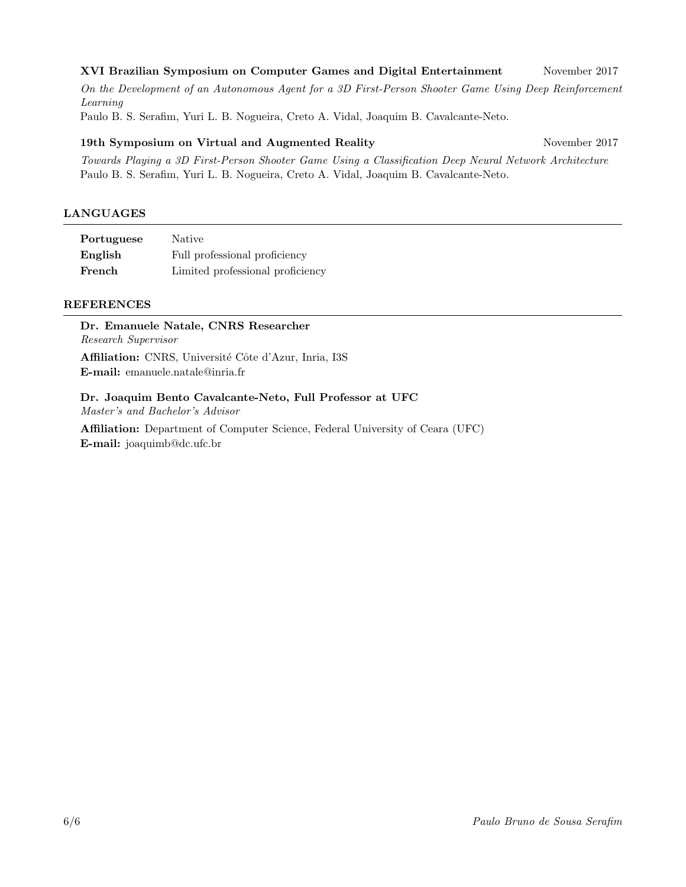**XVI Brazilian Symposium on Computer Games and Digital Entertainment** November 2017

*On the Development of an Autonomous Agent for a 3D First-Person Shooter Game Using Deep Reinforcement Learning*

Paulo B. S. Serafim, Yuri L. B. Nogueira, Creto A. Vidal, Joaquim B. Cavalcante-Neto.

**19th Symposium on Virtual and Augmented Reality** November 2017

*Towards Playing a 3D First-Person Shooter Game Using a Classification Deep Neural Network Architecture*

Paulo B. S. Serafim, Yuri L. B. Nogueira, Creto A. Vidal, Joaquim B. Cavalcante-Neto.

## LANGUAGES

| | |
|---|---|
| **Portuguese** | Native |
| **English** | Full professional proficiency |
| **French** | Limited professional proficiency |

## REFERENCES

**Dr. Emanuele Natale, CNRS Researcher**
*Research Supervisor*

**Affiliation:** CNRS, Université Côte d'Azur, Inria, I3S
**E-mail:** emanuele.natale@inria.fr

**Dr. Joaquim Bento Cavalcante-Neto, Full Professor at UFC**
*Master's and Bachelor's Advisor*

**Affiliation:** Department of Computer Science, Federal University of Ceara (UFC)
**E-mail:** joaquimb@dc.ufc.br